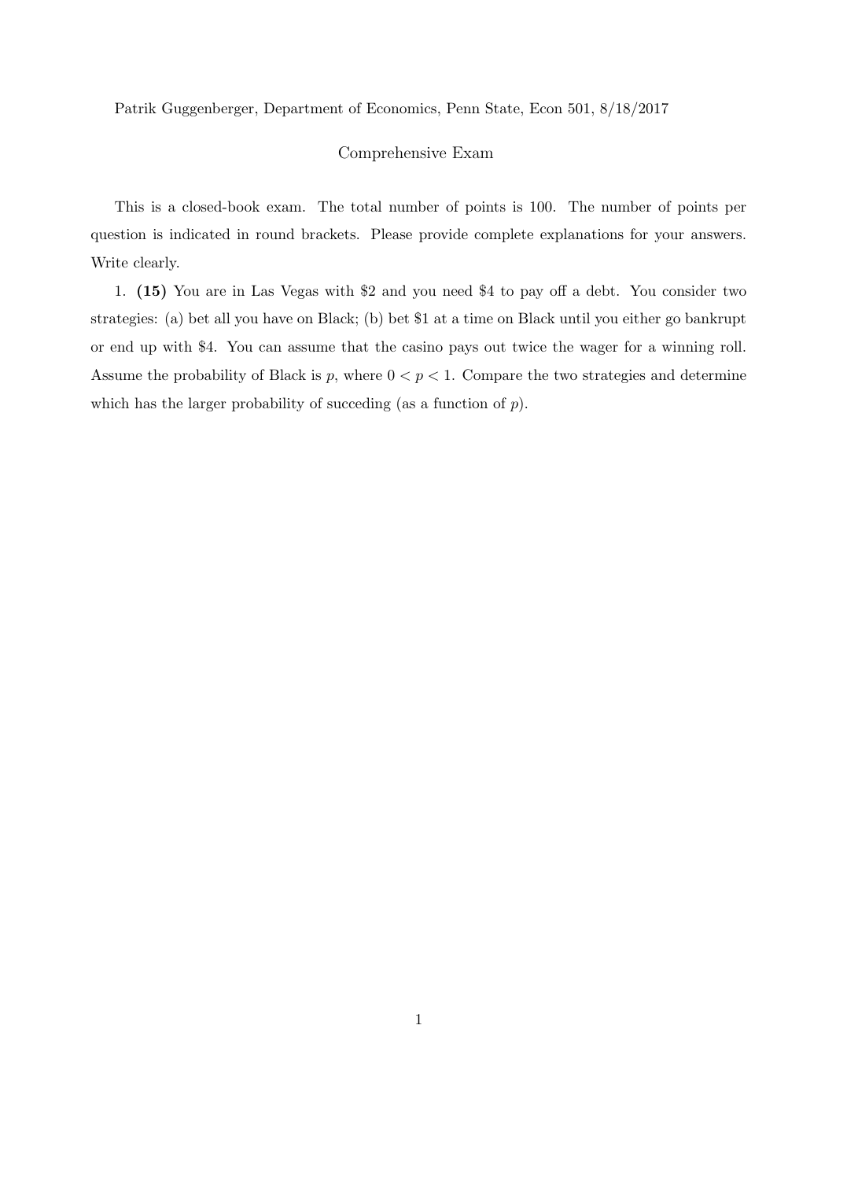Patrik Guggenberger, Department of Economics, Penn State, Econ 501, 8/18/2017

Comprehensive Exam

This is a closed-book exam. The total number of points is 100. The number of points per question is indicated in round brackets. Please provide complete explanations for your answers. Write clearly.

1. **(15)** You are in Las Vegas with \$2 and you need \$4 to pay off a debt. You consider two strategies: (a) bet all you have on Black; (b) bet \$1 at a time on Black until you either go bankrupt or end up with \$4. You can assume that the casino pays out twice the wager for a winning roll. Assume the probability of Black is $p$, where $0 < p < 1$. Compare the two strategies and determine which has the larger probability of succeding (as a function of $p$).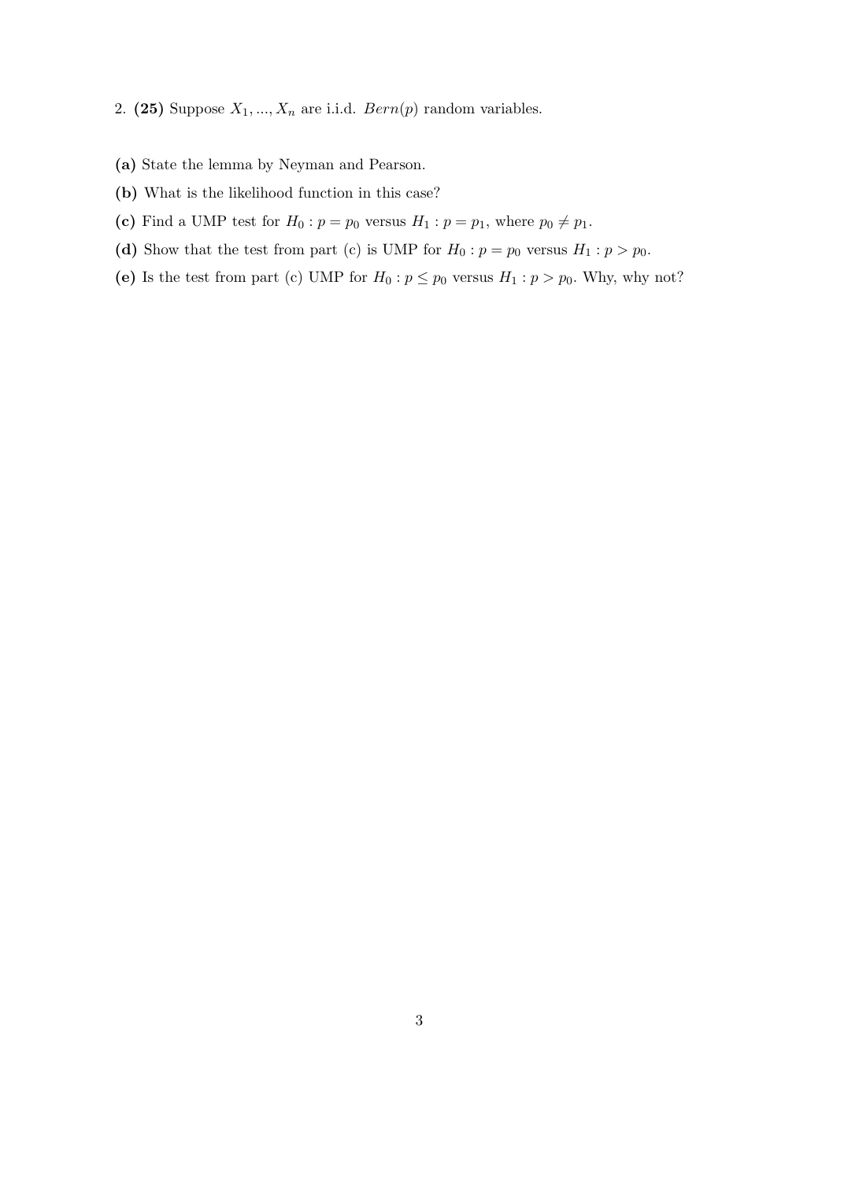2. **(25)** Suppose $X_1, ..., X_n$ are i.i.d. $Bern(p)$ random variables.

**(a)** State the lemma by Neyman and Pearson.

**(b)** What is the likelihood function in this case?

**(c)** Find a UMP test for $H_0 : p = p_0$ versus $H_1 : p = p_1$, where $p_0 \neq p_1$.

**(d)** Show that the test from part (c) is UMP for $H_0 : p = p_0$ versus $H_1 : p > p_0$.

**(e)** Is the test from part (c) UMP for $H_0 : p \leq p_0$ versus $H_1 : p > p_0$. Why, why not?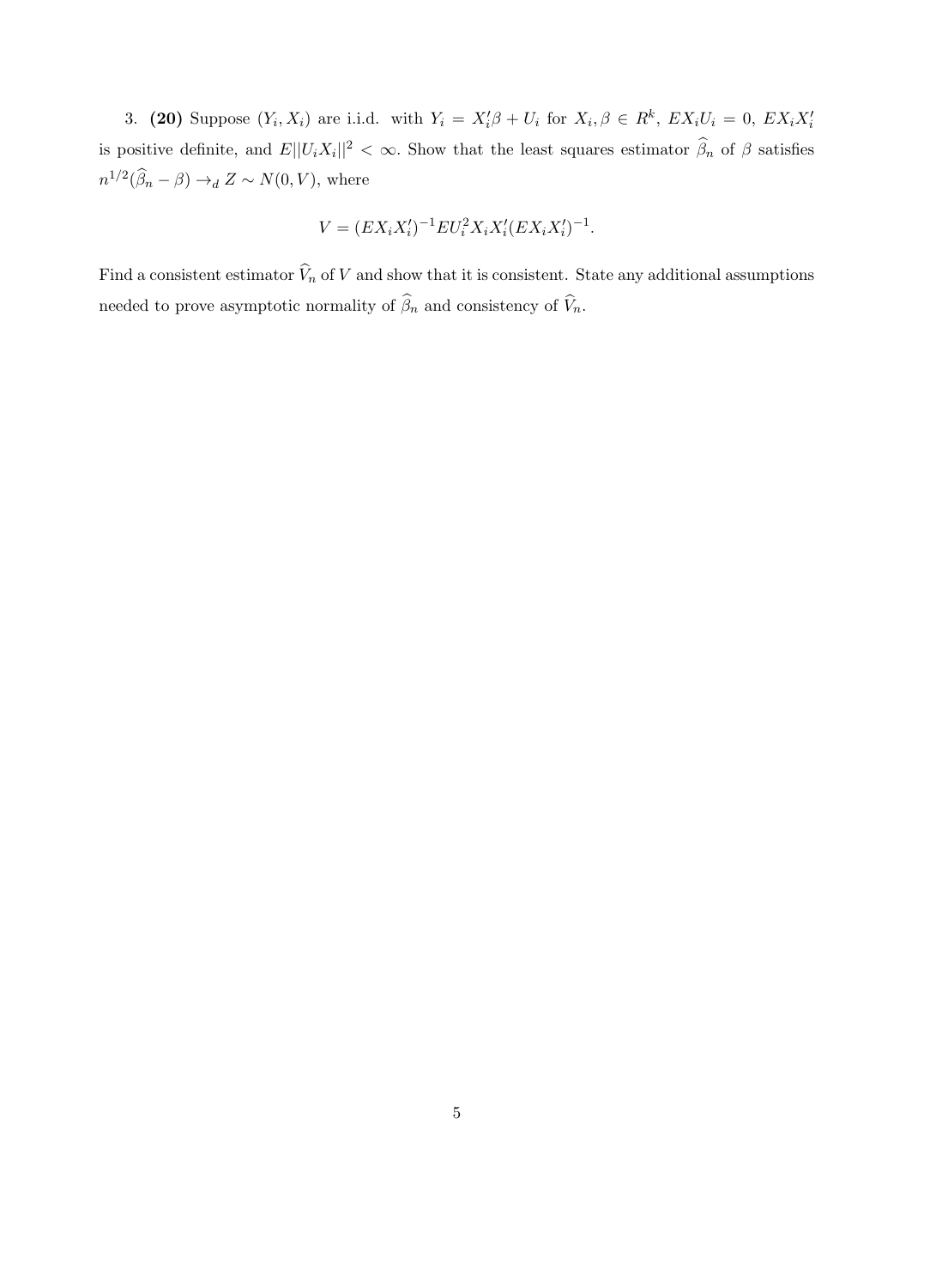3. **(20)** Suppose $(Y_i, X_i)$ are i.i.d. with $Y_i = X_i'\beta + U_i$ for $X_i, \beta \in R^k$, $EX_iU_i = 0$, $EX_iX_i'$ is positive definite, and $E||U_iX_i||^2 < \infty$. Show that the least squares estimator $\widehat{\beta}_n$ of $\beta$ satisfies $n^{1/2}(\widehat{\beta}_n - \beta) \to_d Z \sim N(0, V)$, where

$$V = (EX_iX_i')^{-1}EU_i^2X_iX_i'(EX_iX_i')^{-1}.$$

Find a consistent estimator $\widehat{V}_n$ of $V$ and show that it is consistent. State any additional assumptions needed to prove asymptotic normality of $\widehat{\beta}_n$ and consistency of $\widehat{V}_n$.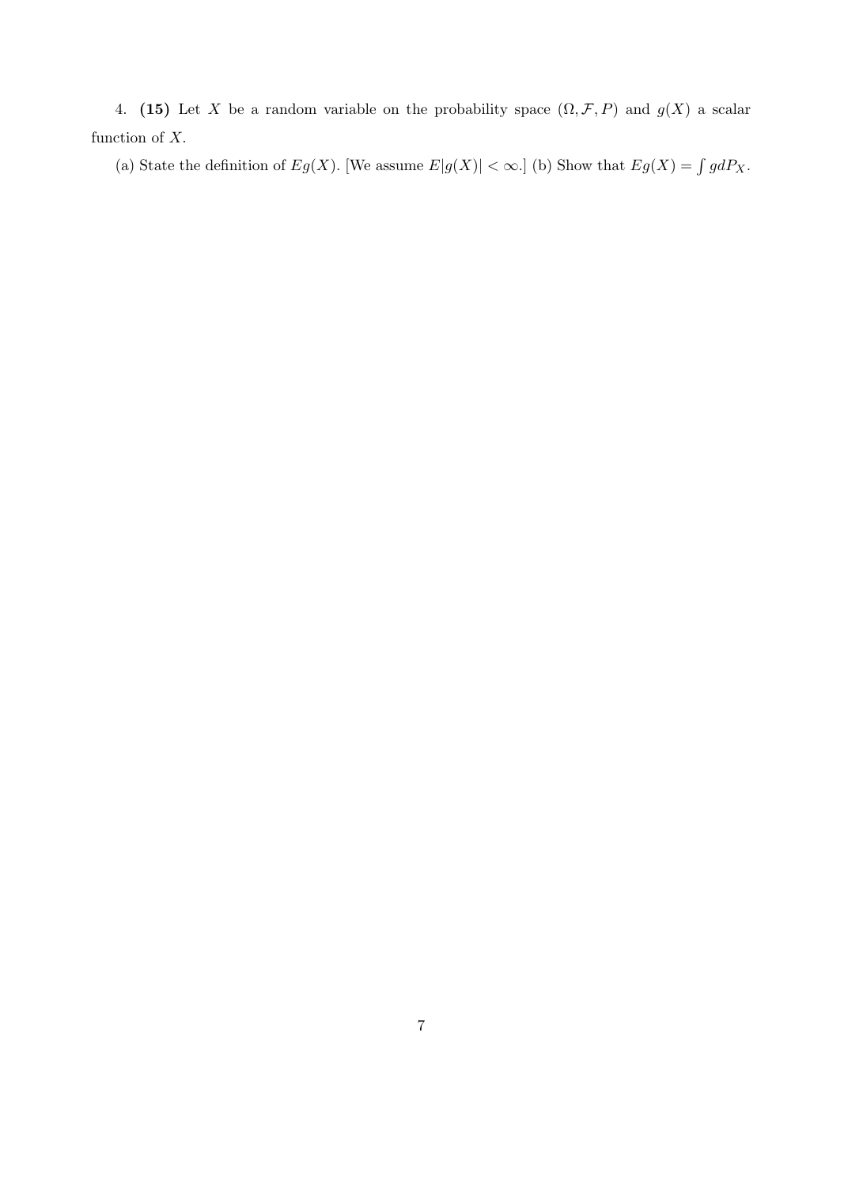4. **(15)** Let $X$ be a random variable on the probability space $(\Omega, \mathcal{F}, P)$ and $g(X)$ a scalar function of $X$.

(a) State the definition of $Eg(X)$. [We assume $E|g(X)| < \infty$.] (b) Show that $Eg(X) = \int g dP_X$.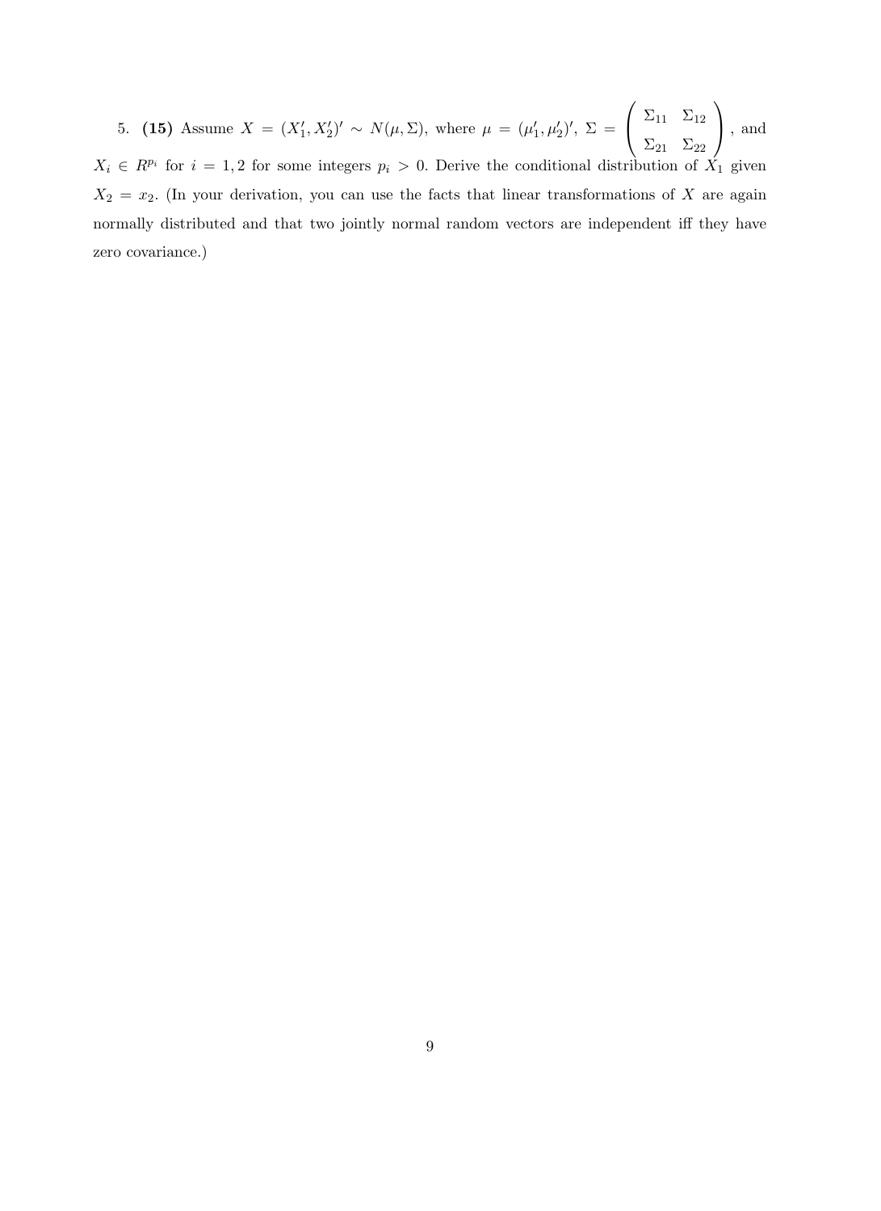5. **(15)** Assume $X = (X_1', X_2')' \sim N(\mu, \Sigma)$, where $\mu = (\mu_1', \mu_2')'$, $\Sigma = \begin{pmatrix} \Sigma_{11} & \Sigma_{12} \\ \Sigma_{21} & \Sigma_{22} \end{pmatrix}$, and $X_i \in R^{p_i}$ for $i = 1, 2$ for some integers $p_i > 0$. Derive the conditional distribution of $X_1$ given $X_2 = x_2$. (In your derivation, you can use the facts that linear transformations of $X$ are again normally distributed and that two jointly normal random vectors are independent iff they have zero covariance.)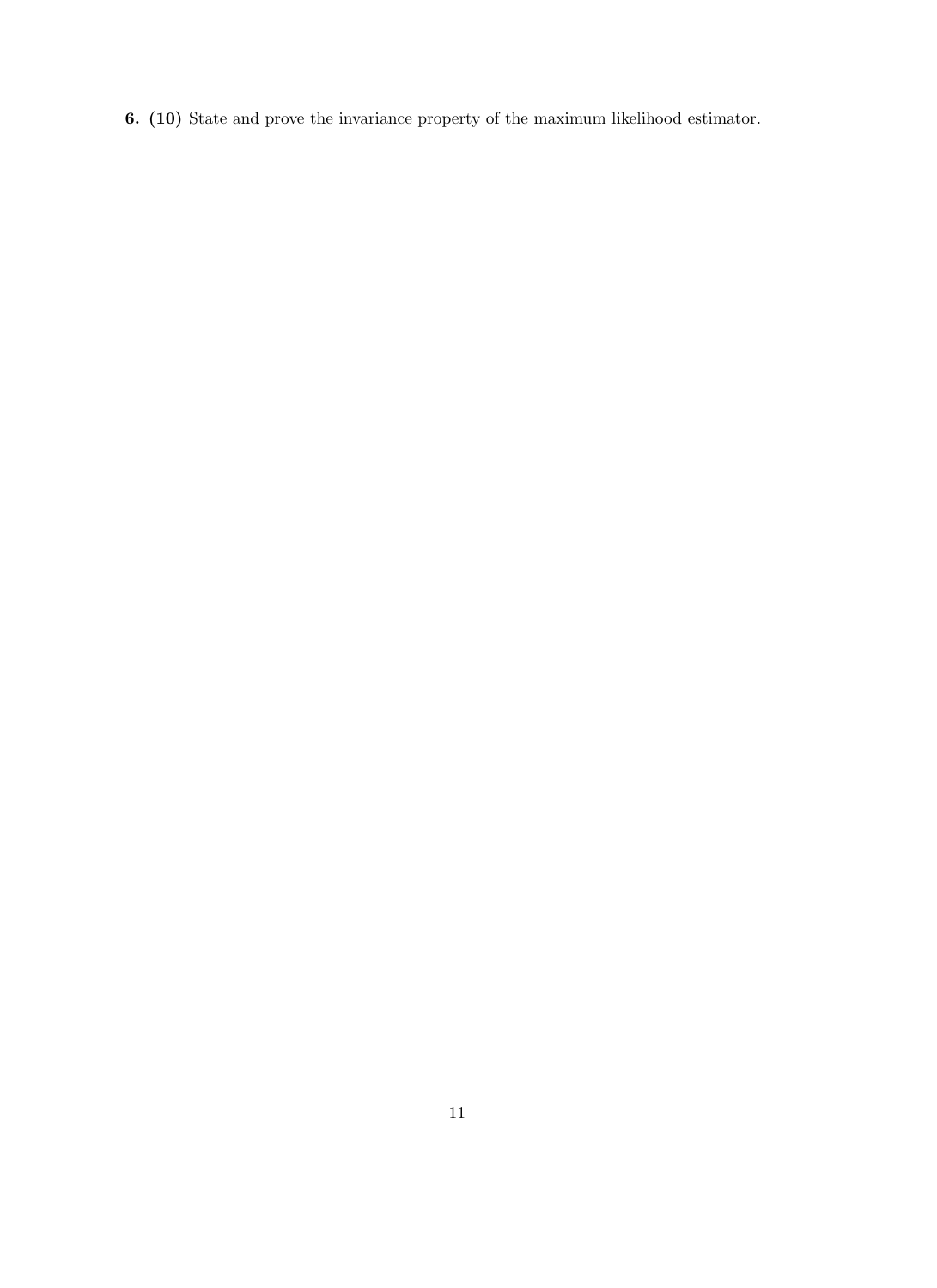**6. (10)** State and prove the invariance property of the maximum likelihood estimator.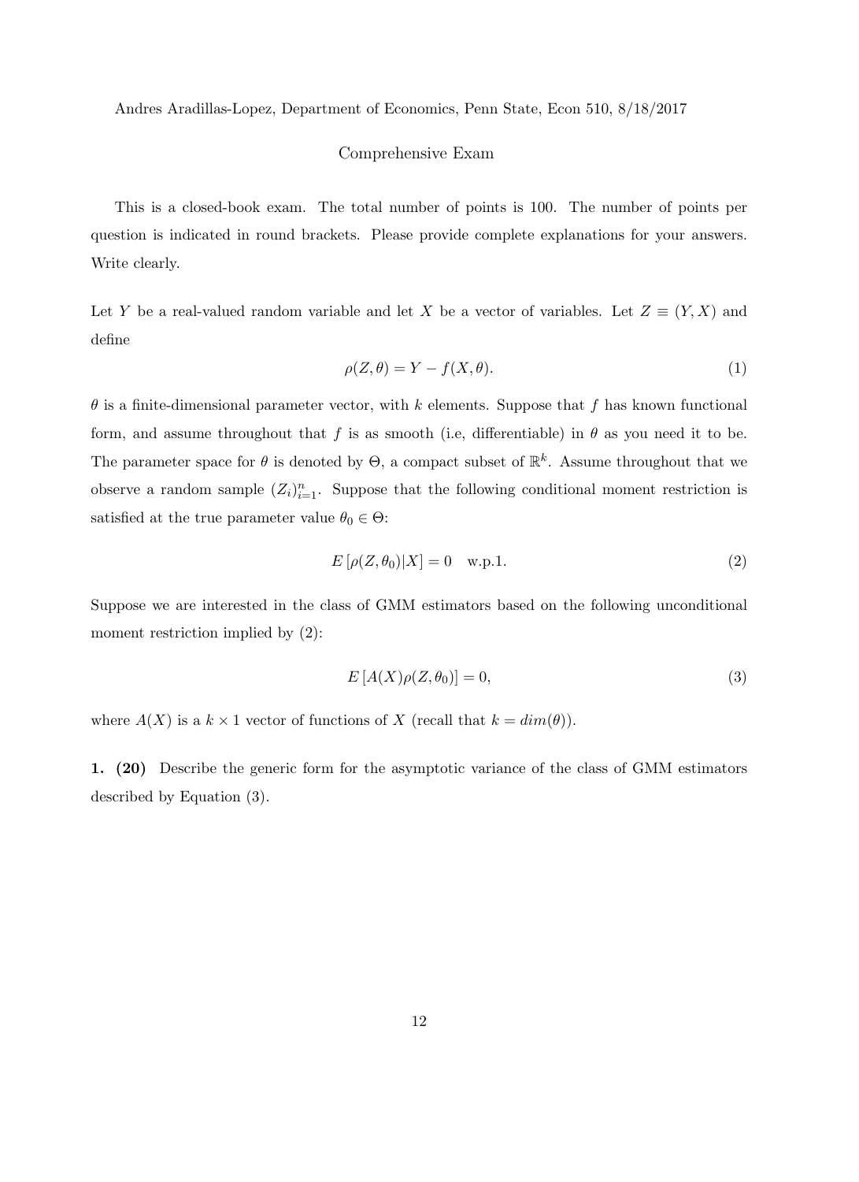Andres Aradillas-Lopez, Department of Economics, Penn State, Econ 510, 8/18/2017

Comprehensive Exam

This is a closed-book exam. The total number of points is 100. The number of points per question is indicated in round brackets. Please provide complete explanations for your answers. Write clearly.

Let $Y$ be a real-valued random variable and let $X$ be a vector of variables. Let $Z \equiv (Y, X)$ and define

$$\rho(Z, \theta) = Y - f(X, \theta). \tag{1}$$

$\theta$ is a finite-dimensional parameter vector, with $k$ elements. Suppose that $f$ has known functional form, and assume throughout that $f$ is as smooth (i.e, differentiable) in $\theta$ as you need it to be. The parameter space for $\theta$ is denoted by $\Theta$, a compact subset of $\mathbb{R}^k$. Assume throughout that we observe a random sample $(Z_i)_{i=1}^n$. Suppose that the following conditional moment restriction is satisfied at the true parameter value $\theta_0 \in \Theta$:

$$E\left[\rho(Z, \theta_0)|X\right] = 0 \quad \text{w.p.1.} \tag{2}$$

Suppose we are interested in the class of GMM estimators based on the following unconditional moment restriction implied by (2):

$$E\left[A(X)\rho(Z, \theta_0)\right] = 0, \tag{3}$$

where $A(X)$ is a $k \times 1$ vector of functions of $X$ (recall that $k = dim(\theta)$).

**1. (20)** Describe the generic form for the asymptotic variance of the class of GMM estimators described by Equation (3).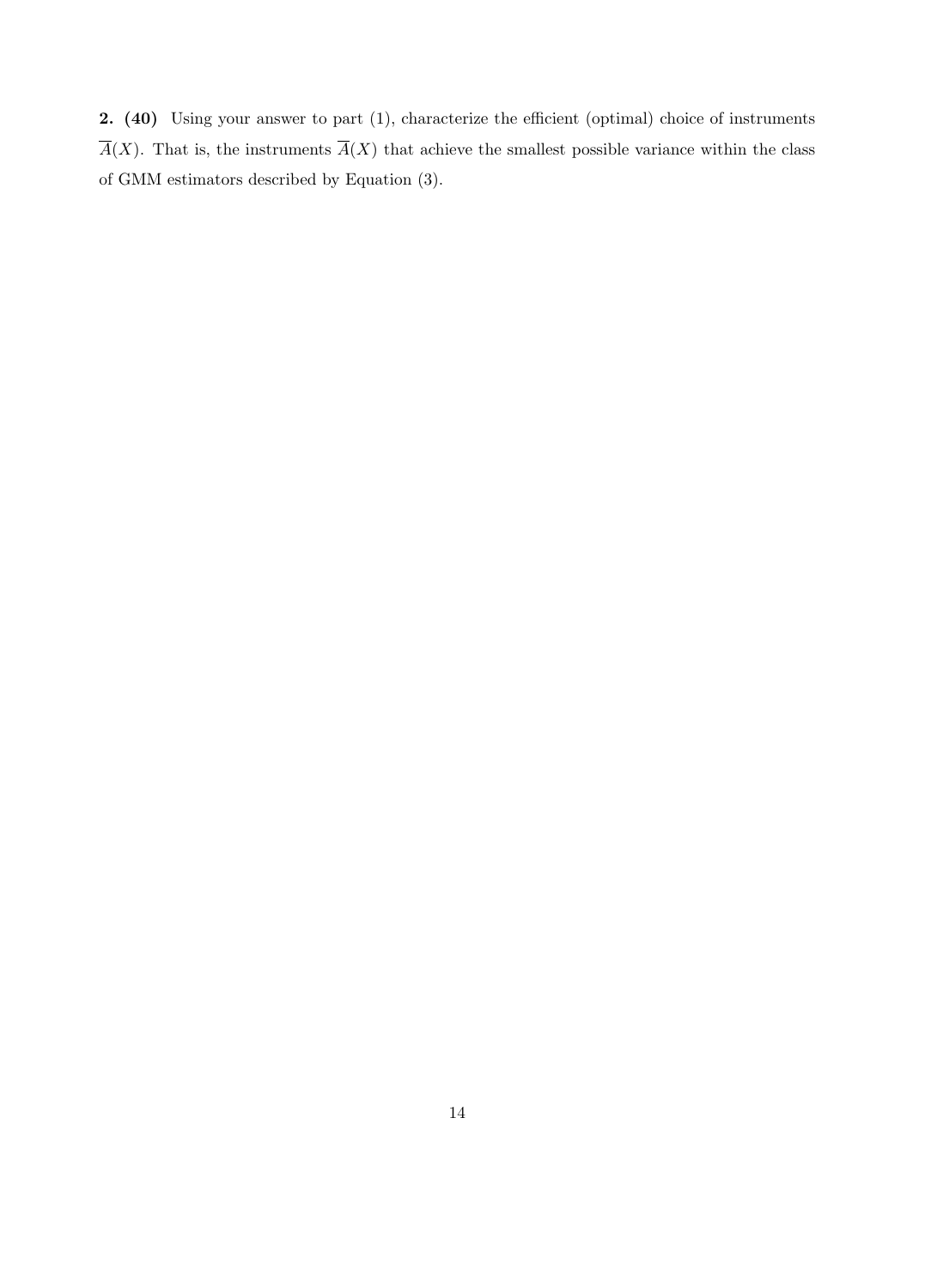**2. (40)** Using your answer to part (1), characterize the efficient (optimal) choice of instruments $\overline{A}(X)$. That is, the instruments $\overline{A}(X)$ that achieve the smallest possible variance within the class of GMM estimators described by Equation (3).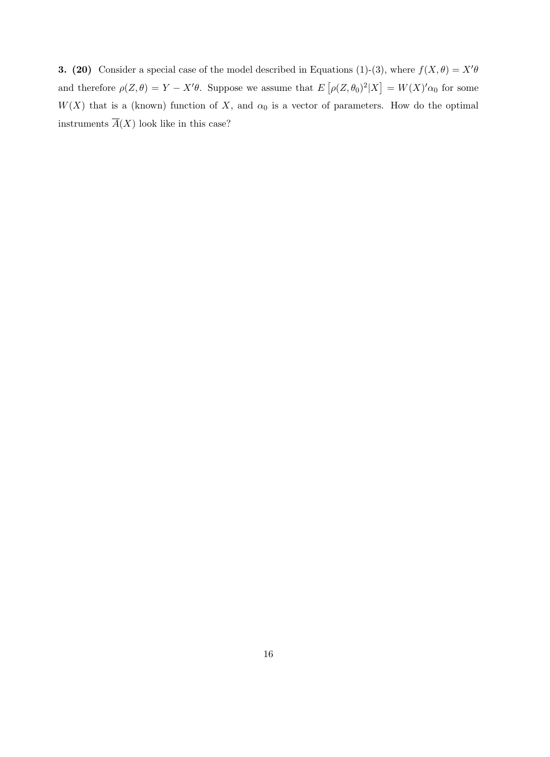**3. (20)** Consider a special case of the model described in Equations (1)-(3), where $f(X, \theta) = X'\theta$ and therefore $\rho(Z, \theta) = Y - X'\theta$. Suppose we assume that $E\left[\rho(Z, \theta_0)^2 | X\right] = W(X)'\alpha_0$ for some $W(X)$ that is a (known) function of $X$, and $\alpha_0$ is a vector of parameters. How do the optimal instruments $\overline{A}(X)$ look like in this case?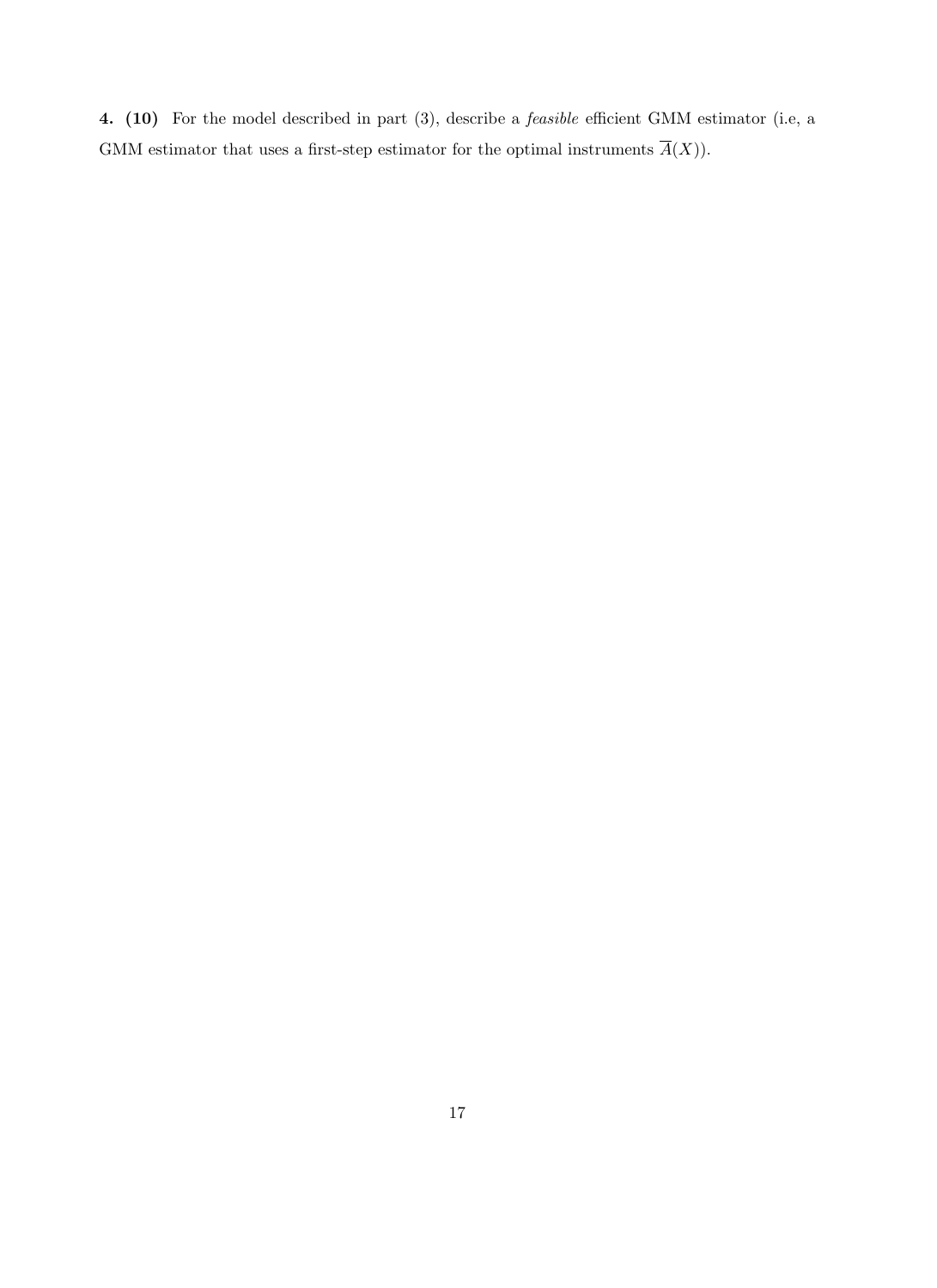**4. (10)** For the model described in part (3), describe a *feasible* efficient GMM estimator (i.e, a GMM estimator that uses a first-step estimator for the optimal instruments $\overline{A}(X)$).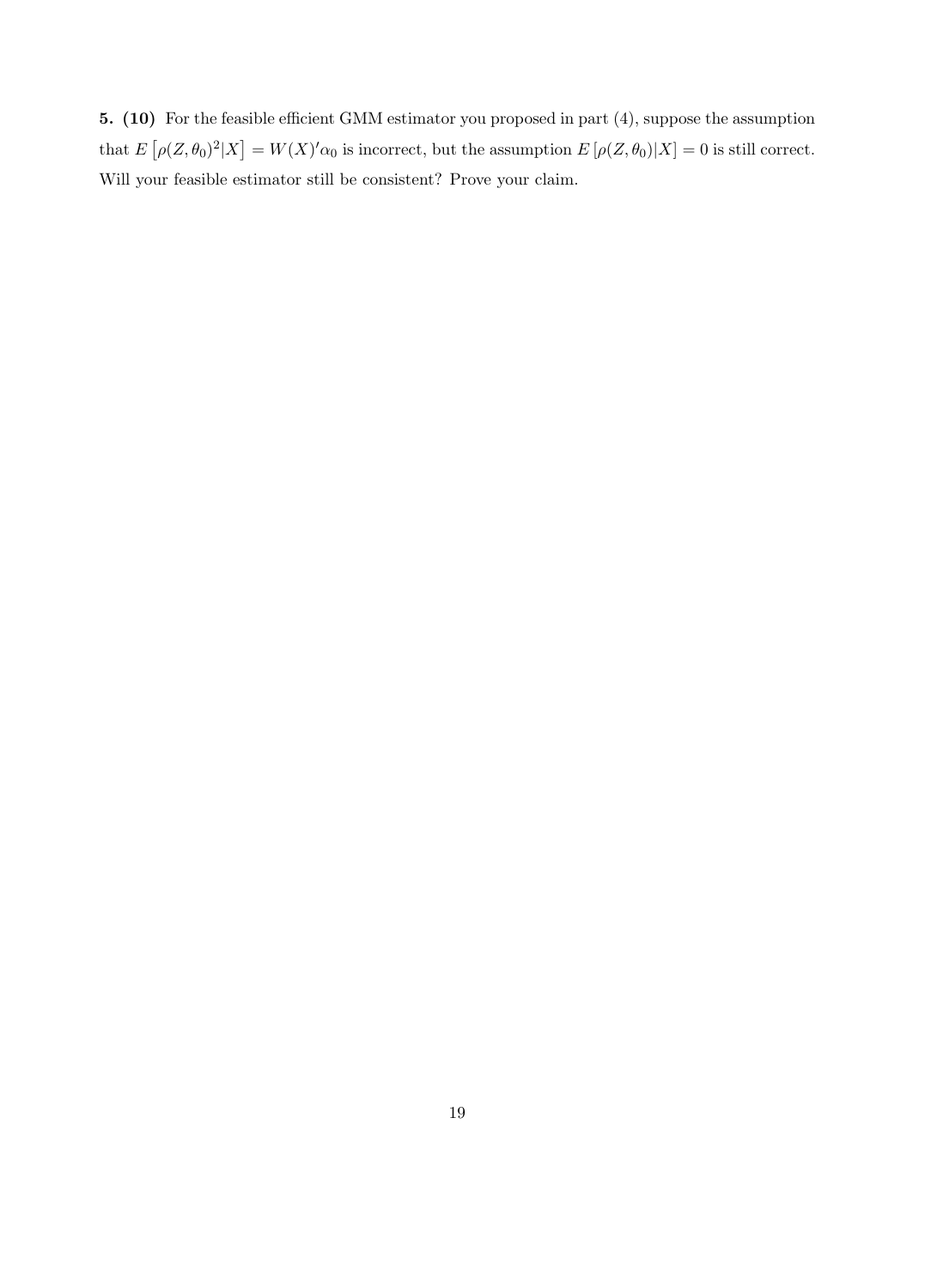**5. (10)** For the feasible efficient GMM estimator you proposed in part (4), suppose the assumption that $E\left[\rho(Z,\theta_0)^2|X\right] = W(X)'\alpha_0$ is incorrect, but the assumption $E\left[\rho(Z,\theta_0)|X\right] = 0$ is still correct. Will your feasible estimator still be consistent? Prove your claim.